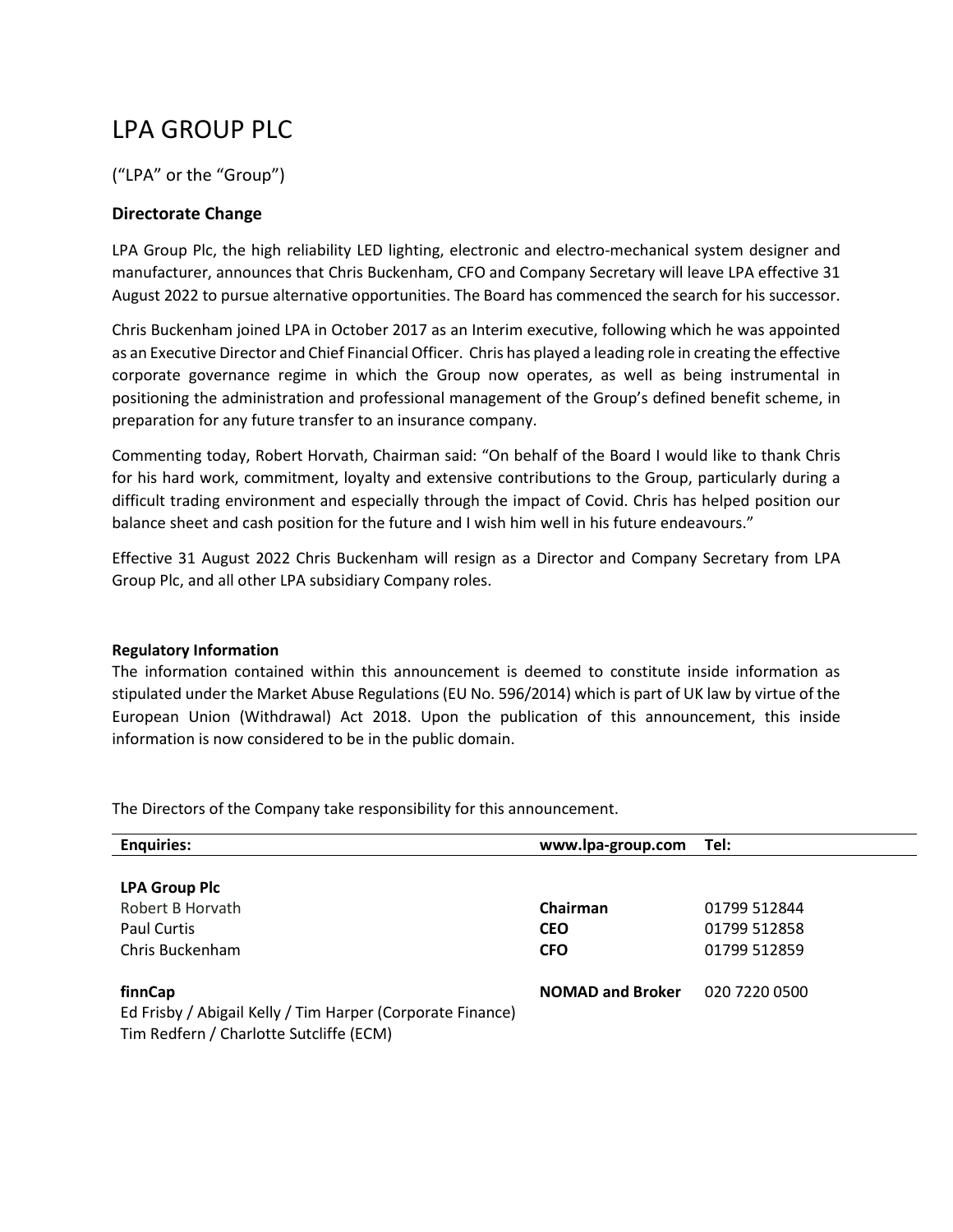# LPA GROUP PLC

("LPA" or the "Group")

### Directorate Change

LPA Group Plc, the high reliability LED lighting, electronic and electro-mechanical system designer and manufacturer, announces that Chris Buckenham, CFO and Company Secretary will leave LPA effective 31 August 2022 to pursue alternative opportunities. The Board has commenced the search for his successor.

Chris Buckenham joined LPA in October 2017 as an Interim executive, following which he was appointed as an Executive Director and Chief Financial Officer. Chris has played a leading role in creating the effective corporate governance regime in which the Group now operates, as well as being instrumental in positioning the administration and professional management of the Group's defined benefit scheme, in preparation for any future transfer to an insurance company.

Commenting today, Robert Horvath, Chairman said: "On behalf of the Board I would like to thank Chris for his hard work, commitment, loyalty and extensive contributions to the Group, particularly during a difficult trading environment and especially through the impact of Covid. Chris has helped position our balance sheet and cash position for the future and I wish him well in his future endeavours."

Effective 31 August 2022 Chris Buckenham will resign as a Director and Company Secretary from LPA Group Plc, and all other LPA subsidiary Company roles.

**Regulatory Information**
The information contained within this announcement is deemed to constitute inside information as stipulated under the Market Abuse Regulations (EU No. 596/2014) which is part of UK law by virtue of the European Union (Withdrawal) Act 2018. Upon the publication of this announcement, this inside information is now considered to be in the public domain.

The Directors of the Company take responsibility for this announcement.

| **Enquiries:** | **www.lpa-group.com** | **Tel:** |
|---|---|---|
| **LPA Group Plc** | | |
| Robert B Horvath | **Chairman** | 01799 512844 |
| Paul Curtis | **CEO** | 01799 512858 |
| Chris Buckenham | **CFO** | 01799 512859 |
| **finnCap** | **NOMAD and Broker** | 020 7220 0500 |
| Ed Frisby / Abigail Kelly / Tim Harper (Corporate Finance) | | |
| Tim Redfern / Charlotte Sutcliffe (ECM) | | |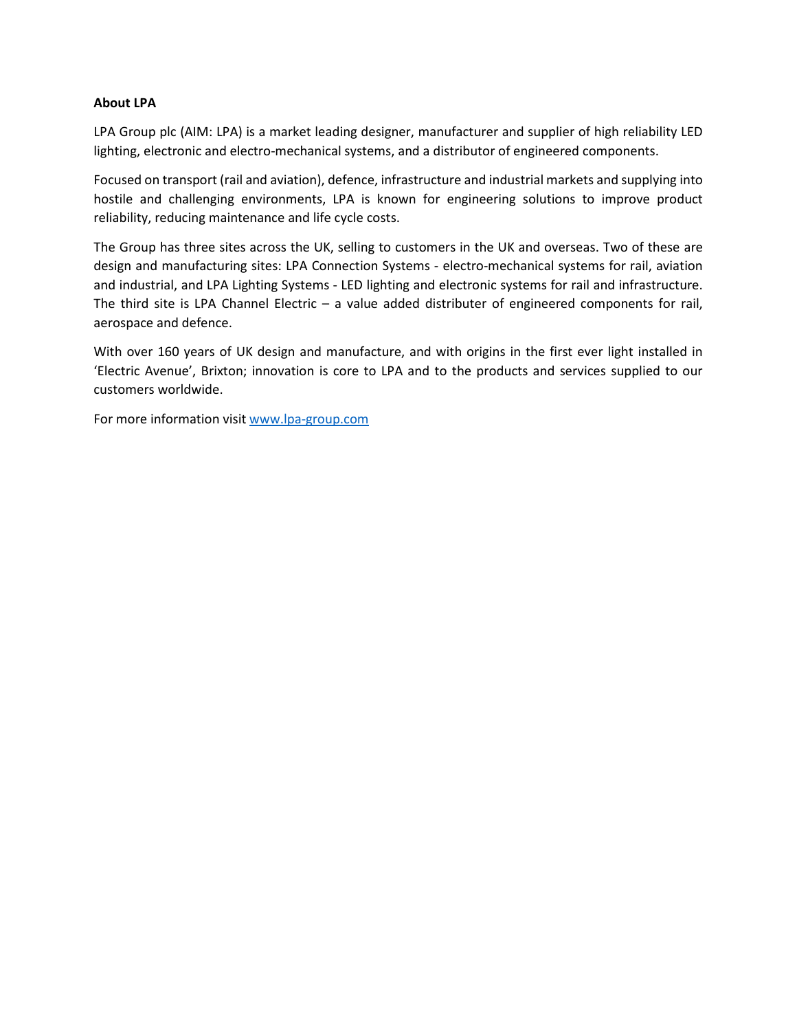**About LPA**

LPA Group plc (AIM: LPA) is a market leading designer, manufacturer and supplier of high reliability LED lighting, electronic and electro-mechanical systems, and a distributor of engineered components.

Focused on transport (rail and aviation), defence, infrastructure and industrial markets and supplying into hostile and challenging environments, LPA is known for engineering solutions to improve product reliability, reducing maintenance and life cycle costs.

The Group has three sites across the UK, selling to customers in the UK and overseas. Two of these are design and manufacturing sites: LPA Connection Systems - electro-mechanical systems for rail, aviation and industrial, and LPA Lighting Systems - LED lighting and electronic systems for rail and infrastructure. The third site is LPA Channel Electric – a value added distributer of engineered components for rail, aerospace and defence.

With over 160 years of UK design and manufacture, and with origins in the first ever light installed in 'Electric Avenue', Brixton; innovation is core to LPA and to the products and services supplied to our customers worldwide.

For more information visit [www.lpa-group.com](http://www.lpa-group.com)